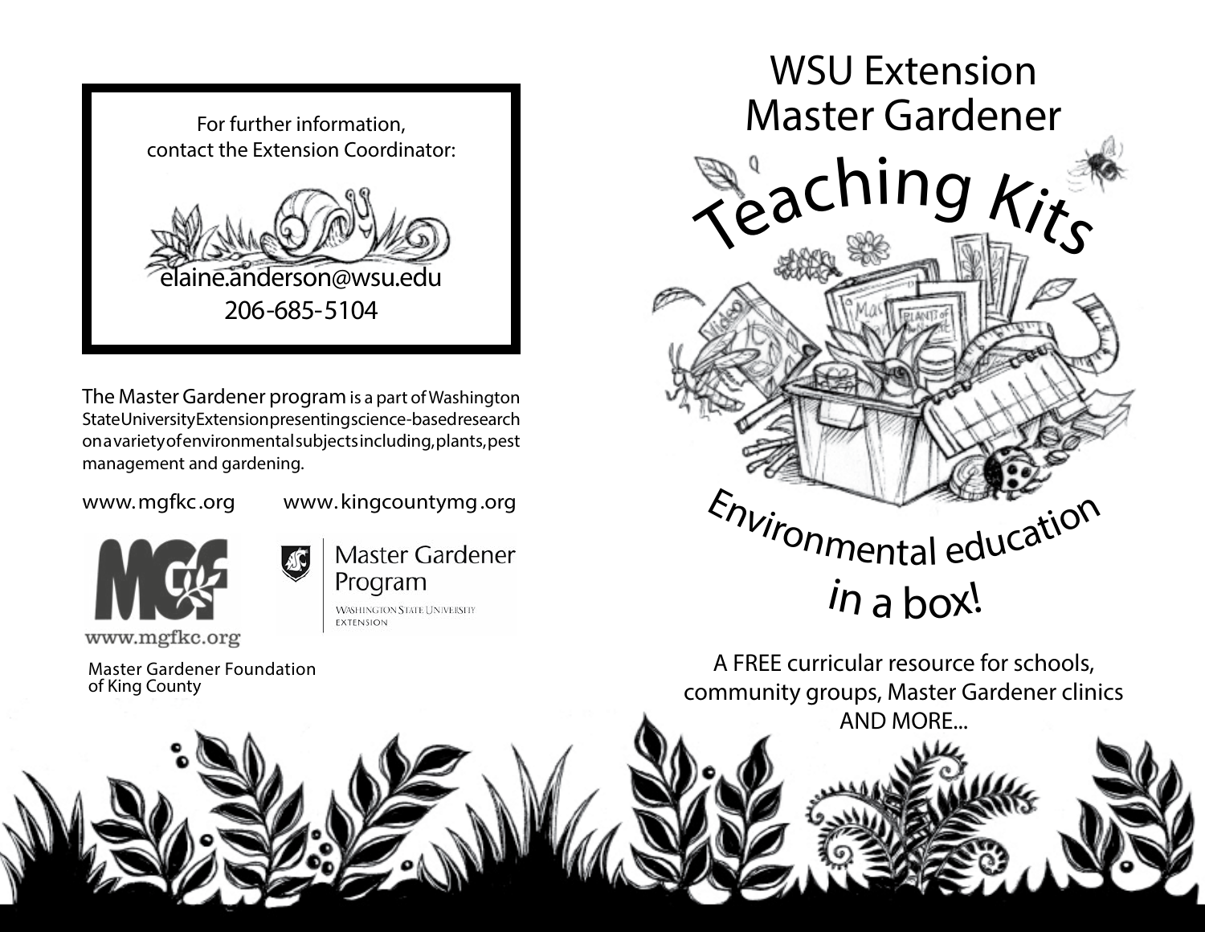For further information,
contact the Extension Coordinator:

elaine.anderson@wsu.edu
206-685-5104

The Master Gardener program is a part of Washington State University Extension presenting science-based research on a variety of environmental subjects including, plants, pest management and gardening.

www.mgfkc.org    www.kingcountymg.org

www.mgfkc.org

Master Gardener Foundation of King County

Master Gardener Program
Washington State University Extension

# WSU Extension Master Gardener

# Teaching Kits

## Environmental education in a box!

A FREE curricular resource for schools, community groups, Master Gardener clinics AND MORE...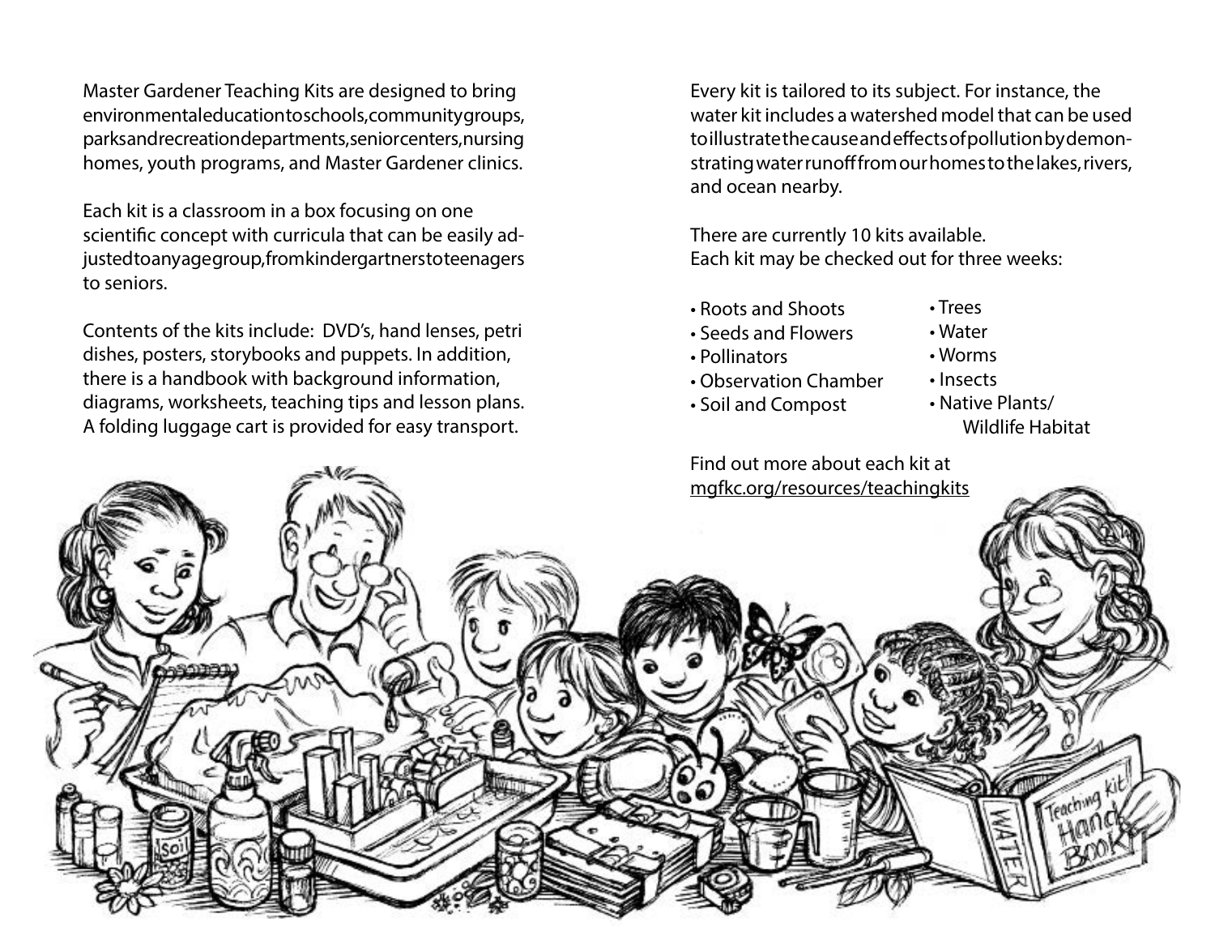Master Gardener Teaching Kits are designed to bring environmental education to schools, community groups, parks and recreation departments, senior centers, nursing homes, youth programs, and Master Gardener clinics.

Each kit is a classroom in a box focusing on one scientific concept with curricula that can be easily adjusted to any age group, from kindergartners to teenagers to seniors.

Contents of the kits include: DVD's, hand lenses, petri dishes, posters, storybooks and puppets. In addition, there is a handbook with background information, diagrams, worksheets, teaching tips and lesson plans. A folding luggage cart is provided for easy transport.

Every kit is tailored to its subject. For instance, the water kit includes a watershed model that can be used to illustrate the cause and effects of pollution by demonstrating water runoff from our homes to the lakes, rivers, and ocean nearby.

There are currently 10 kits available.
Each kit may be checked out for three weeks:

- Roots and Shoots
- Seeds and Flowers
- Pollinators
- Observation Chamber
- Soil and Compost
- Trees
- Water
- Worms
- Insects
- Native Plants/ Wildlife Habitat

Find out more about each kit at mgfkc.org/resources/teachingkits